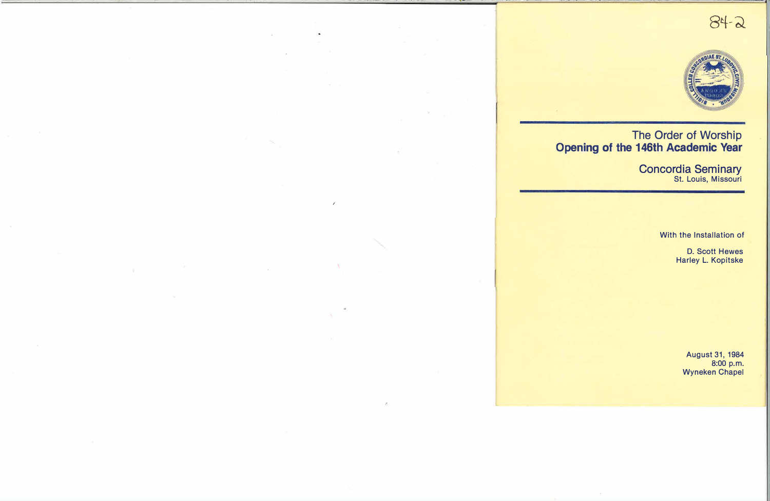84-2

# The Order of Worship
## Opening of the 146th Academic Year

## Concordia Seminary
St. Louis, Missouri

With the Installation of

D. Scott Hewes
Harley L. Kopitske

August 31, 1984
8:00 p.m.
Wyneken Chapel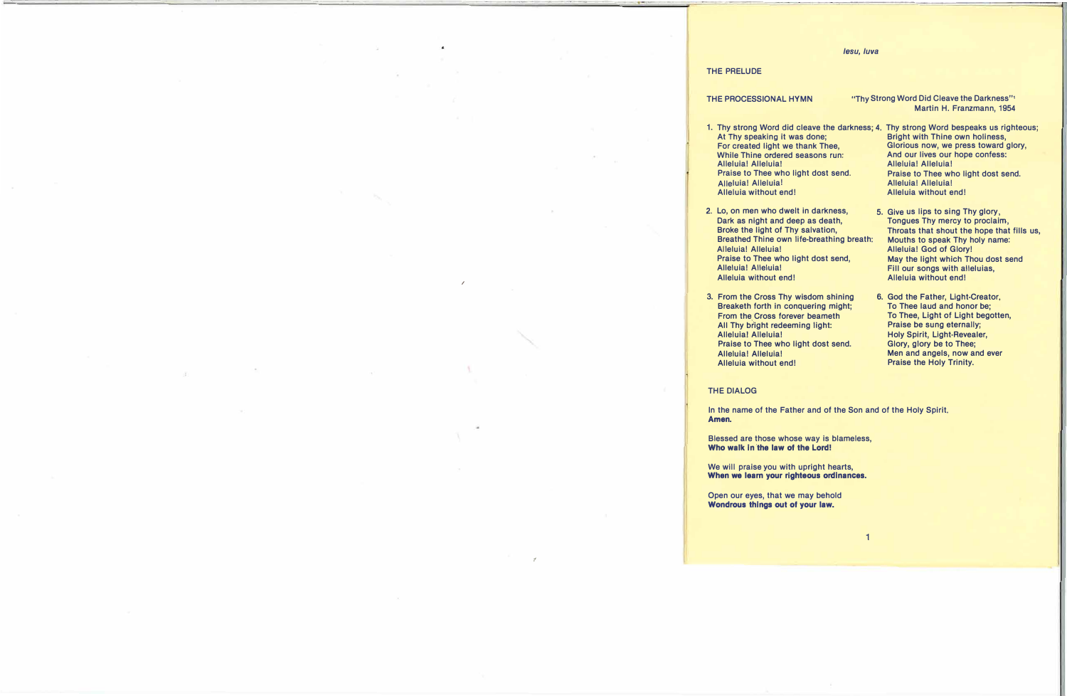*Iesu, Iuva*

## THE PRELUDE

## THE PROCESSIONAL HYMN

"Thy Strong Word Did Cleave the Darkness"
Martin H. Franzmann, 1954

1. Thy strong Word did cleave the darkness;
   At Thy speaking it was done;
   For created light we thank Thee,
   While Thine ordered seasons run:
   Alleluia! Alleluia!
   Praise to Thee who light dost send.
   Alleluia! Alleluia!
   Alleluia without end!

2. Lo, on men who dwelt in darkness,
   Dark as night and deep as death,
   Broke the light of Thy salvation,
   Breathed Thine own life-breathing breath:
   Alleluia! Alleluia!
   Praise to Thee who light dost send,
   Alleluia! Alleluia!
   Alleluia without end!

3. From the Cross Thy wisdom shining
   Breaketh forth in conquering might;
   From the Cross forever beameth
   All Thy bright redeeming light:
   Alleluia! Alleluia!
   Praise to Thee who light dost send.
   Alleluia! Alleluia!
   Alleluia without end!

4. Thy strong Word bespeaks us righteous;
   Bright with Thine own holiness,
   Glorious now, we press toward glory,
   And our lives our hope confess:
   Alleluia! Alleluia!
   Praise to Thee who light dost send.
   Alleluia! Alleluia!
   Alleluia without end!

5. Give us lips to sing Thy glory,
   Tongues Thy mercy to proclaim,
   Throats that shout the hope that fills us,
   Mouths to speak Thy holy name:
   Alleluia! God of Glory!
   May the light which Thou dost send
   Fill our songs with alleluias,
   Alleluia without end!

6. God the Father, Light-Creator,
   To Thee laud and honor be;
   To Thee, Light of Light begotten,
   Praise be sung eternally;
   Holy Spirit, Light-Revealer,
   Glory, glory be to Thee;
   Men and angels, now and ever
   Praise the Holy Trinity.

## THE DIALOG

In the name of the Father and of the Son and of the Holy Spirit.
**Amen.**

Blessed are those whose way is blameless,
**Who walk in the law of the Lord!**

We will praise you with upright hearts,
**When we learn your righteous ordinances.**

Open our eyes, that we may behold
**Wondrous things out of your law.**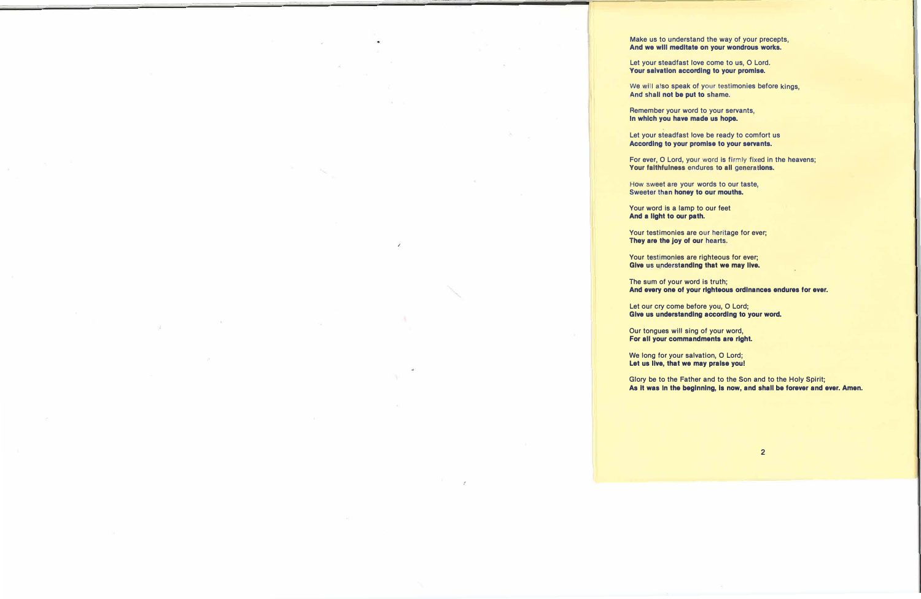Make us to understand the way of your precepts,
**And we will meditate on your wondrous works.**

Let your steadfast love come to us, O Lord.
**Your salvation according to your promise.**

We will also speak of your testimonies before kings,
**And shall not be put to shame.**

Remember your word to your servants,
**In which you have made us hope.**

Let your steadfast love be ready to comfort us
**According to your promise to your servants.**

For ever, O Lord, your word is firmly fixed in the heavens;
**Your faithfulness endures to all generations.**

How sweet are your words to our taste,
**Sweeter than honey to our mouths.**

Your word is a lamp to our feet
**And a light to our path.**

Your testimonies are our heritage for ever;
**They are the joy of our hearts.**

Your testimonies are righteous for ever;
**Give us understanding that we may live.**

The sum of your word is truth;
**And every one of your righteous ordinances endures for ever.**

Let our cry come before you, O Lord;
**Give us understanding according to your word.**

Our tongues will sing of your word,
**For all your commandments are right.**

We long for your salvation, O Lord;
**Let us live, that we may praise you!**

Glory be to the Father and to the Son and to the Holy Spirit;
**As it was in the beginning, is now, and shall be forever and ever. Amen.**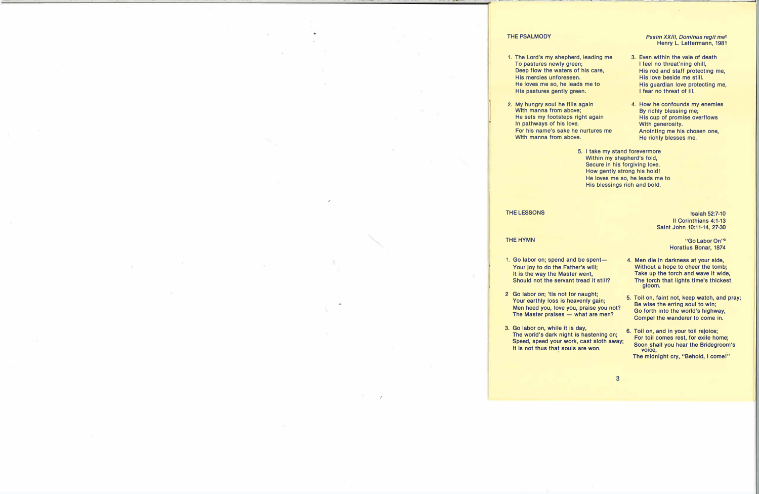## THE PSALMODY

*Psalm XXIII, Dominus regit me*[2]
Henry L. Lettermann, 1981

1. The Lord's my shepherd, leading me
   To pastures newly green;
   Deep flow the waters of his care,
   His mercies unforeseen.
   He loves me so, he leads me to
   His pastures gently green.

2. My hungry soul he fills again
   With manna from above;
   He sets my footsteps right again
   In pathways of his love.
   For his name's sake he nurtures me
   With manna from above.

3. Even within the vale of death
   I feel no threat'ning chill,
   His rod and staff protecting me,
   His love beside me still.
   His guardian love protecting me,
   I fear no threat of ill.

4. How he confounds my enemies
   By richly blessing me;
   His cup of promise overflows
   With generosity.
   Anointing me his chosen one,
   He richly blesses me.

5. I take my stand forevermore
   Within my shepherd's fold,
   Secure in his forgiving love.
   How gently strong his hold!
   He loves me so, he leads me to
   His blessings rich and bold.

## THE LESSONS

Isaiah 52:7-10
II Corinthians 4:1-13
Saint John 10:11-14, 27-30

## THE HYMN

"Go Labor On"[3]
Horatius Bonar, 1874

1. Go labor on; spend and be spent—
   Your joy to do the Father's will;
   It is the way the Master went,
   Should not the servant tread it still?

2. Go labor on; 'tis not for naught;
   Your earthly loss is heavenly gain;
   Men heed you, love you, praise you not?
   The Master praises — what are men?

3. Go labor on, while it is day,
   The world's dark night is hastening on;
   Speed, speed your work, cast sloth away;
   It is not thus that souls are won.

4. Men die in darkness at your side,
   Without a hope to cheer the tomb;
   Take up the torch and wave it wide,
   The torch that lights time's thickest gloom.

5. Toil on, faint not, keep watch, and pray;
   Be wise the erring soul to win;
   Go forth into the world's highway,
   Compel the wanderer to come in.

6. Toil on, and in your toil rejoice;
   For toil comes rest, for exile home;
   Soon shall you hear the Bridegroom's voice,
   The midnight cry, "Behold, I come!"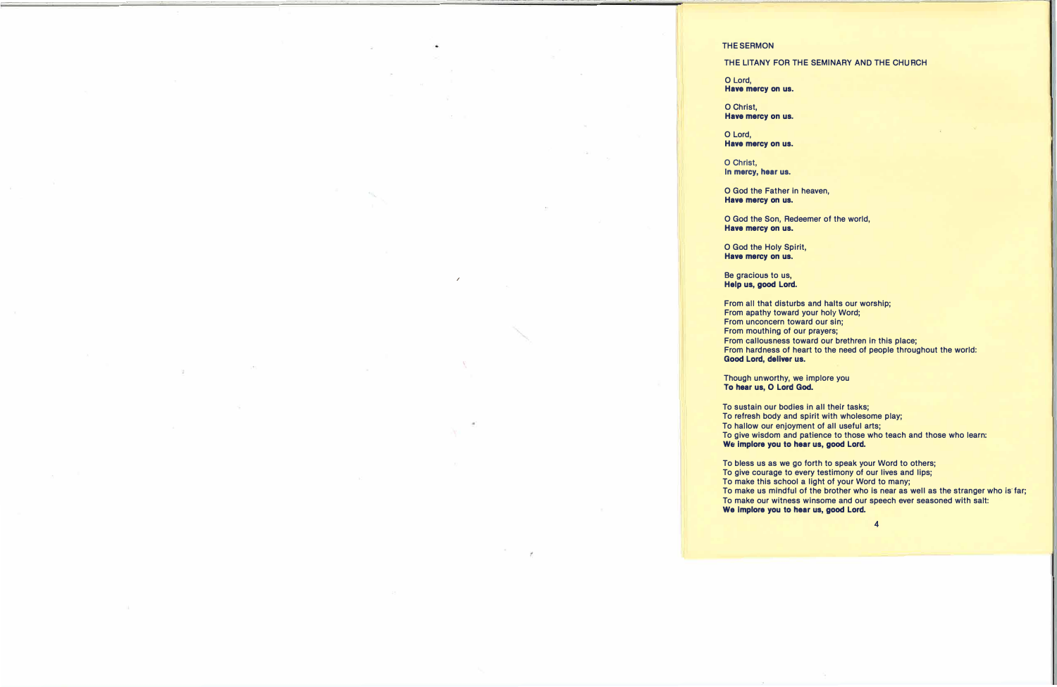THE SERMON

THE LITANY FOR THE SEMINARY AND THE CHURCH

O Lord,
**Have mercy on us.**

O Christ,
**Have mercy on us.**

O Lord,
**Have mercy on us.**

O Christ,
**In mercy, hear us.**

O God the Father in heaven,
**Have mercy on us.**

O God the Son, Redeemer of the world,
**Have mercy on us.**

O God the Holy Spirit,
**Have mercy on us.**

Be gracious to us,
**Help us, good Lord.**

From all that disturbs and halts our worship;
From apathy toward your holy Word;
From unconcern toward our sin;
From mouthing of our prayers;
From callousness toward our brethren in this place;
From hardness of heart to the need of people throughout the world:
**Good Lord, deliver us.**

Though unworthy, we implore you
**To hear us, O Lord God.**

To sustain our bodies in all their tasks;
To refresh body and spirit with wholesome play;
To hallow our enjoyment of all useful arts;
To give wisdom and patience to those who teach and those who learn:
**We implore you to hear us, good Lord.**

To bless us as we go forth to speak your Word to others;
To give courage to every testimony of our lives and lips;
To make this school a light of your Word to many;
To make us mindful of the brother who is near as well as the stranger who is far;
To make our witness winsome and our speech ever seasoned with salt:
**We implore you to hear us, good Lord.**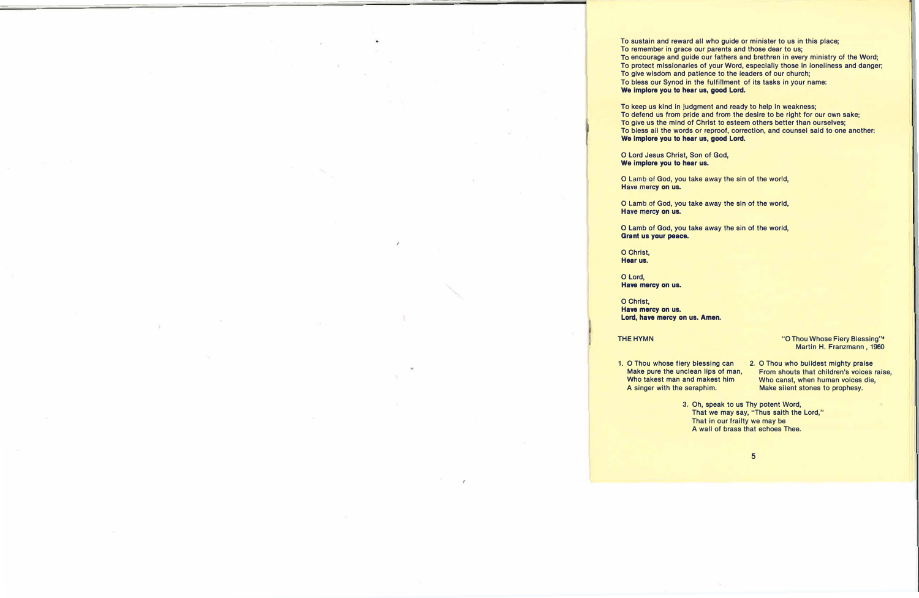To sustain and reward all who guide or minister to us in this place;
To remember in grace our parents and those dear to us;
To encourage and guide our fathers and brethren in every ministry of the Word;
To protect missionaries of your Word, especially those in loneliness and danger;
To give wisdom and patience to the leaders of our church;
To bless our Synod in the fulfillment of its tasks in your name:
**We implore you to hear us, good Lord.**

To keep us kind in judgment and ready to help in weakness;
To defend us from pride and from the desire to be right for our own sake;
To give us the mind of Christ to esteem others better than ourselves;
To bless all the words or reproof, correction, and counsel said to one another:
**We implore you to hear us, good Lord.**

O Lord Jesus Christ, Son of God,
**We implore you to hear us.**

O Lamb of God, you take away the sin of the world,
**Have mercy on us.**

O Lamb of God, you take away the sin of the world,
**Have mercy on us.**

O Lamb of God, you take away the sin of the world,
**Grant us your peace.**

O Christ,
**Hear us.**

O Lord,
**Have mercy on us.**

O Christ,
**Have mercy on us.**
**Lord, have mercy on us. Amen.**

THE HYMN — "O Thou Whose Fiery Blessing"[4]
Martin H. Franzmann, 1960

1. O Thou whose fiery blessing can
   Make pure the unclean lips of man,
   Who takest man and makest him
   A singer with the seraphim.

2. O Thou who buildest mighty praise
   From shouts that children's voices raise,
   Who canst, when human voices die,
   Make silent stones to prophesy.

3. Oh, speak to us Thy potent Word,
   That we may say, "Thus saith the Lord,"
   That in our frailty we may be
   A wall of brass that echoes Thee.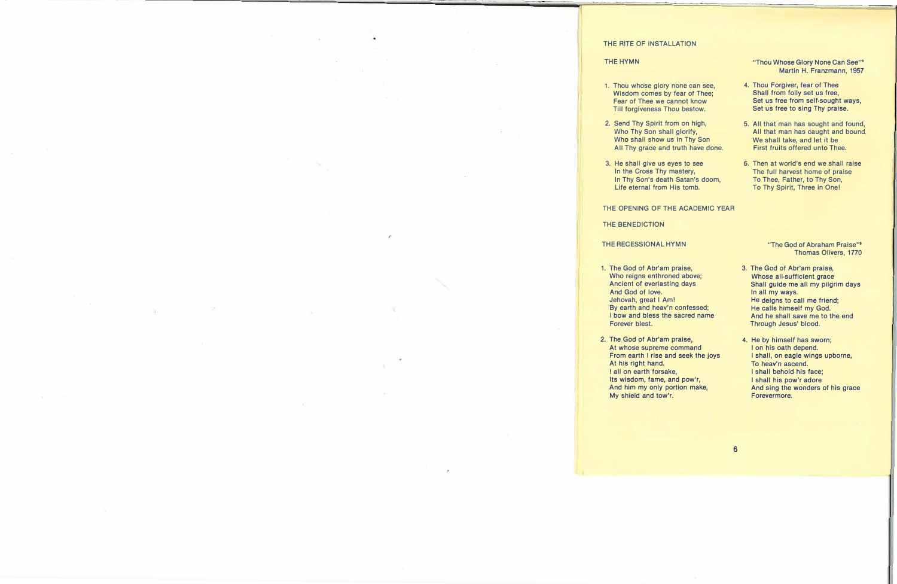## THE RITE OF INSTALLATION

### THE HYMN

"Thou Whose Glory None Can See"[5]
Martin H. Franzmann, 1957

1. Thou whose glory none can see,
   Wisdom comes by fear of Thee;
   Fear of Thee we cannot know
   Till forgiveness Thou bestow.

2. Send Thy Spirit from on high,
   Who Thy Son shall glorify,
   Who shall show us in Thy Son
   All Thy grace and truth have done.

3. He shall give us eyes to see
   In the Cross Thy mastery,
   In Thy Son's death Satan's doom,
   Life eternal from His tomb.

4. Thou Forgiver, fear of Thee
   Shall from folly set us free,
   Set us free from self-sought ways,
   Set us free to sing Thy praise.

5. All that man has sought and found,
   All that man has caught and bound,
   We shall take, and let it be
   First fruits offered unto Thee.

6. Then at world's end we shall raise
   The full harvest home of praise
   To Thee, Father, to Thy Son,
   To Thy Spirit, Three in One!

## THE OPENING OF THE ACADEMIC YEAR

## THE BENEDICTION

### THE RECESSIONAL HYMN

"The God of Abraham Praise"[6]
Thomas Olivers, 1770

1. The God of Abr'am praise,
   Who reigns enthroned above;
   Ancient of everlasting days
   And God of love.
   Jehovah, great I Am!
   By earth and heav'n confessed;
   I bow and bless the sacred name
   Forever blest.

2. The God of Abr'am praise,
   At whose supreme command
   From earth I rise and seek the joys
   At his right hand.
   I all on earth forsake,
   Its wisdom, fame, and pow'r,
   And him my only portion make,
   My shield and tow'r.

3. The God of Abr'am praise,
   Whose all-sufficient grace
   Shall guide me all my pilgrim days
   In all my ways.
   He deigns to call me friend;
   He calls himself my God.
   And he shall save me to the end
   Through Jesus' blood.

4. He by himself has sworn;
   I on his oath depend.
   I shall, on eagle wings upborne,
   To heav'n ascend.
   I shall behold his face;
   I shall his pow'r adore
   And sing the wonders of his grace
   Forevermore.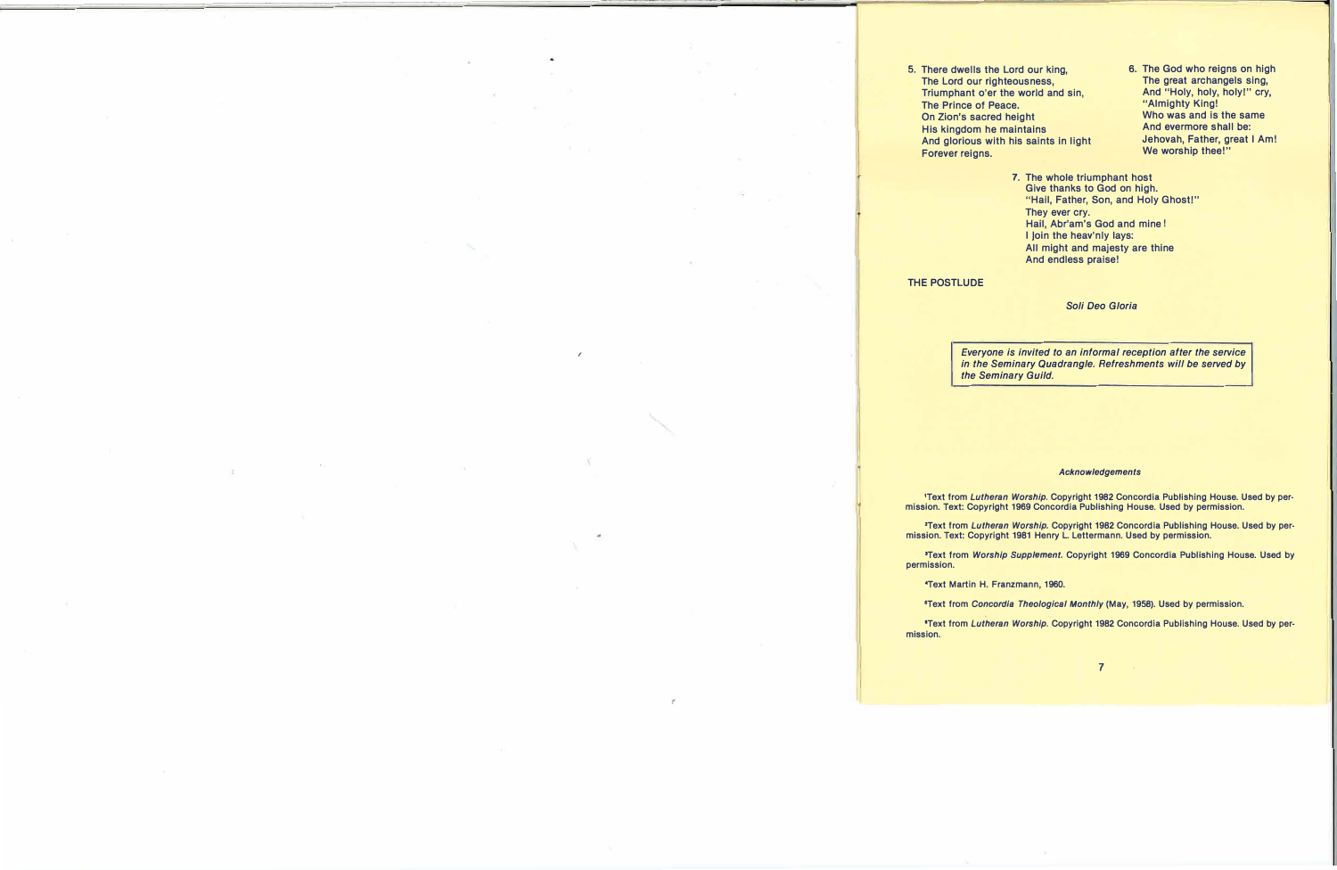5. There dwells the Lord our king,
   The Lord our righteousness,
   Triumphant o'er the world and sin,
   The Prince of Peace.
   On Zion's sacred height
   His kingdom he maintains
   And glorious with his saints in light
   Forever reigns.

6. The God who reigns on high
   The great archangels sing,
   And "Holy, holy, holy!" cry,
   "Almighty King!
   Who was and is the same
   And evermore shall be:
   Jehovah, Father, great I Am!
   We worship thee!"

7. The whole triumphant host
   Give thanks to God on high.
   "Hail, Father, Son, and Holy Ghost!"
   They ever cry.
   Hail, Abr'am's God and mine!
   I join the heav'nly lays:
   All might and majesty are thine
   And endless praise!

THE POSTLUDE

*Soli Deo Gloria*

*Everyone is invited to an informal reception after the service in the Seminary Quadrangle. Refreshments will be served by the Seminary Guild.*

***Acknowledgements***

[1]Text from *Lutheran Worship*. Copyright 1982 Concordia Publishing House. Used by permission. Text: Copyright 1969 Concordia Publishing House. Used by permission.

[2]Text from *Lutheran Worship*. Copyright 1982 Concordia Publishing House. Used by permission. Text: Copyright 1981 Henry L. Lettermann. Used by permission.

[3]Text from *Worship Supplement*. Copyright 1969 Concordia Publishing House. Used by permission.

[4]Text Martin H. Franzmann, 1960.

[5]Text from *Concordia Theological Monthly* (May, 1958). Used by permission.

[6]Text from *Lutheran Worship*. Copyright 1982 Concordia Publishing House. Used by permission.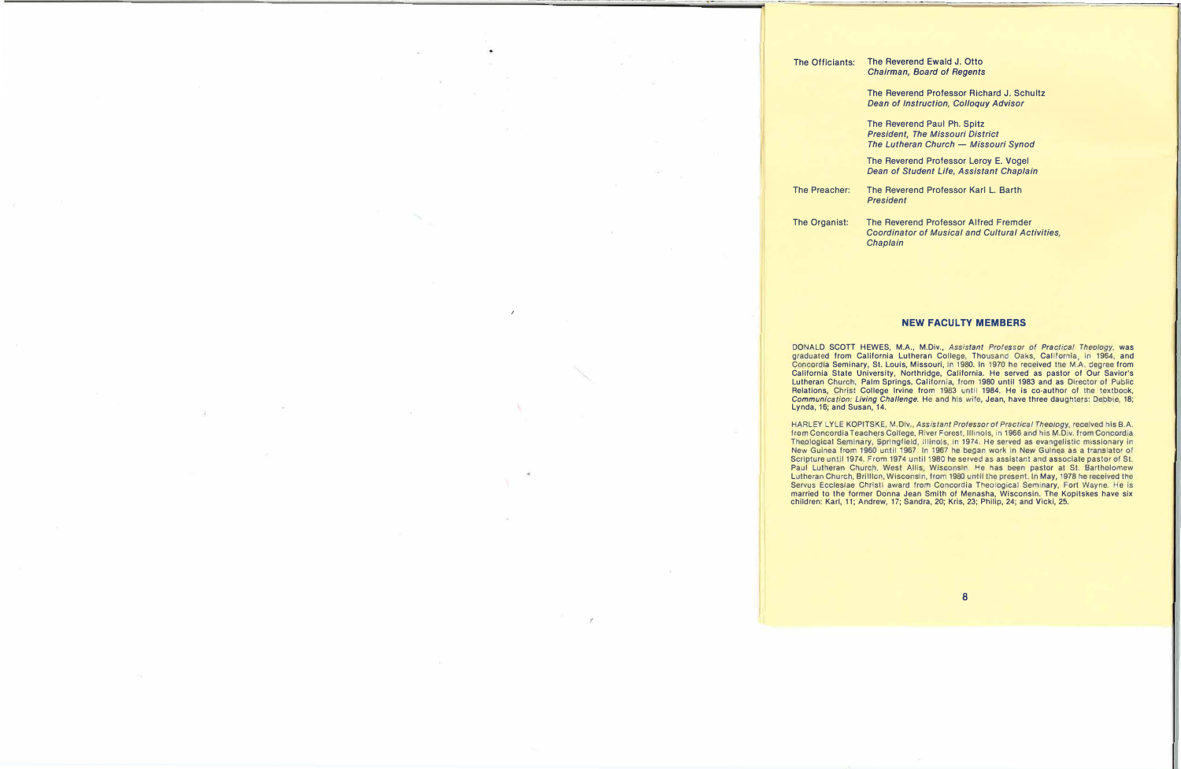The Officiants: The Reverend Ewald J. Otto
*Chairman, Board of Regents*

The Reverend Professor Richard J. Schultz
*Dean of Instruction, Colloquy Advisor*

The Reverend Paul Ph. Spitz
*President, The Missouri District*
*The Lutheran Church — Missouri Synod*

The Reverend Professor Leroy E. Vogel
*Dean of Student Life, Assistant Chaplain*

The Preacher: The Reverend Professor Karl L. Barth
*President*

The Organist: The Reverend Professor Alfred Fremder
*Coordinator of Musical and Cultural Activities, Chaplain*

## NEW FACULTY MEMBERS

DONALD SCOTT HEWES, M.A., M.Div., *Assistant Professor of Practical Theology*, was graduated from California Lutheran College, Thousand Oaks, California, in 1964, and Concordia Seminary, St. Louis, Missouri, in 1980. In 1970 he received the M.A. degree from California State University, Northridge, California. He served as pastor of Our Savior's Lutheran Church, Palm Springs, California, from 1980 until 1983 and as Director of Public Relations, Christ College Irvine from 1983 until 1984. He is co-author of the textbook, *Communication: Living Challenge*. He and his wife, Jean, have three daughters: Debbie, 18; Lynda, 16; and Susan, 14.

HARLEY LYLE KOPITSKE, M.Div., *Assistant Professor of Practical Theology*, received his B.A. from Concordia Teachers College, River Forest, Illinois, in 1966 and his M.Div. from Concordia Theological Seminary, Springfield, Illinois, in 1974. He served as evangelistic missionary in New Guinea from 1960 until 1967. In 1967 he began work in New Guinea as a translator of Scripture until 1974. From 1974 until 1980 he served as assistant and associate pastor of St. Paul Lutheran Church, West Allis, Wisconsin. He has been pastor at St. Bartholomew Lutheran Church, Brillion, Wisconsin, from 1980 until the present. In May, 1978 he received the Servus Ecclesiae Christi award from Concordia Theological Seminary, Fort Wayne. He is married to the former Donna Jean Smith of Menasha, Wisconsin. The Kopitskes have six children: Karl, 11; Andrew, 17; Sandra, 20; Kris, 23; Philip, 24; and Vicki, 25.